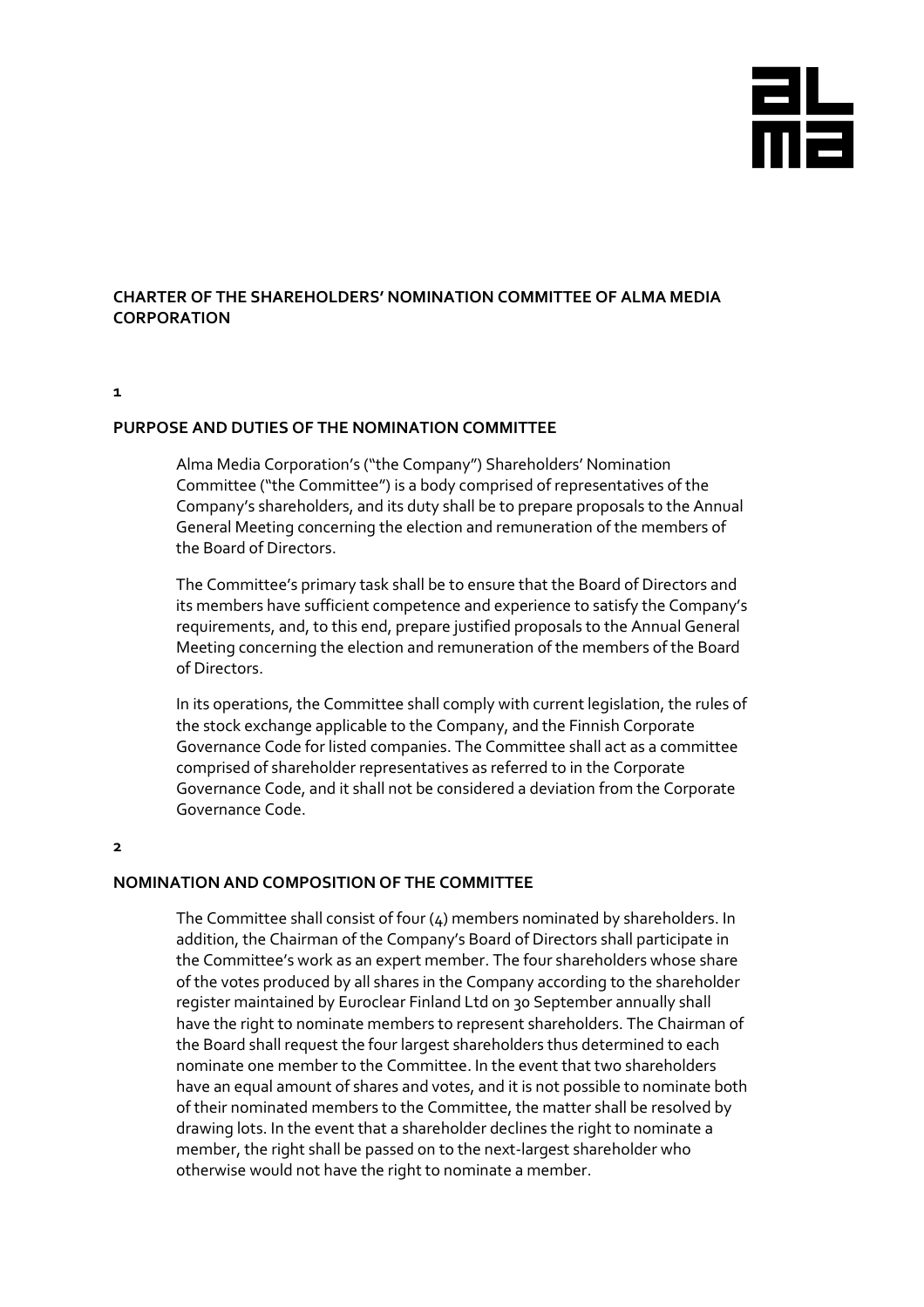# CHARTER OF THE SHAREHOLDERS' NOMINATION COMMITTEE OF ALMA MEDIA CORPORATION

## 1

## PURPOSE AND DUTIES OF THE NOMINATION COMMITTEE

Alma Media Corporation's ("the Company") Shareholders' Nomination Committee ("the Committee") is a body comprised of representatives of the Company's shareholders, and its duty shall be to prepare proposals to the Annual General Meeting concerning the election and remuneration of the members of the Board of Directors.

The Committee's primary task shall be to ensure that the Board of Directors and its members have sufficient competence and experience to satisfy the Company's requirements, and, to this end, prepare justified proposals to the Annual General Meeting concerning the election and remuneration of the members of the Board of Directors.

In its operations, the Committee shall comply with current legislation, the rules of the stock exchange applicable to the Company, and the Finnish Corporate Governance Code for listed companies. The Committee shall act as a committee comprised of shareholder representatives as referred to in the Corporate Governance Code, and it shall not be considered a deviation from the Corporate Governance Code.

## 2

## NOMINATION AND COMPOSITION OF THE COMMITTEE

The Committee shall consist of four (4) members nominated by shareholders. In addition, the Chairman of the Company's Board of Directors shall participate in the Committee's work as an expert member. The four shareholders whose share of the votes produced by all shares in the Company according to the shareholder register maintained by Euroclear Finland Ltd on 30 September annually shall have the right to nominate members to represent shareholders. The Chairman of the Board shall request the four largest shareholders thus determined to each nominate one member to the Committee. In the event that two shareholders have an equal amount of shares and votes, and it is not possible to nominate both of their nominated members to the Committee, the matter shall be resolved by drawing lots. In the event that a shareholder declines the right to nominate a member, the right shall be passed on to the next-largest shareholder who otherwise would not have the right to nominate a member.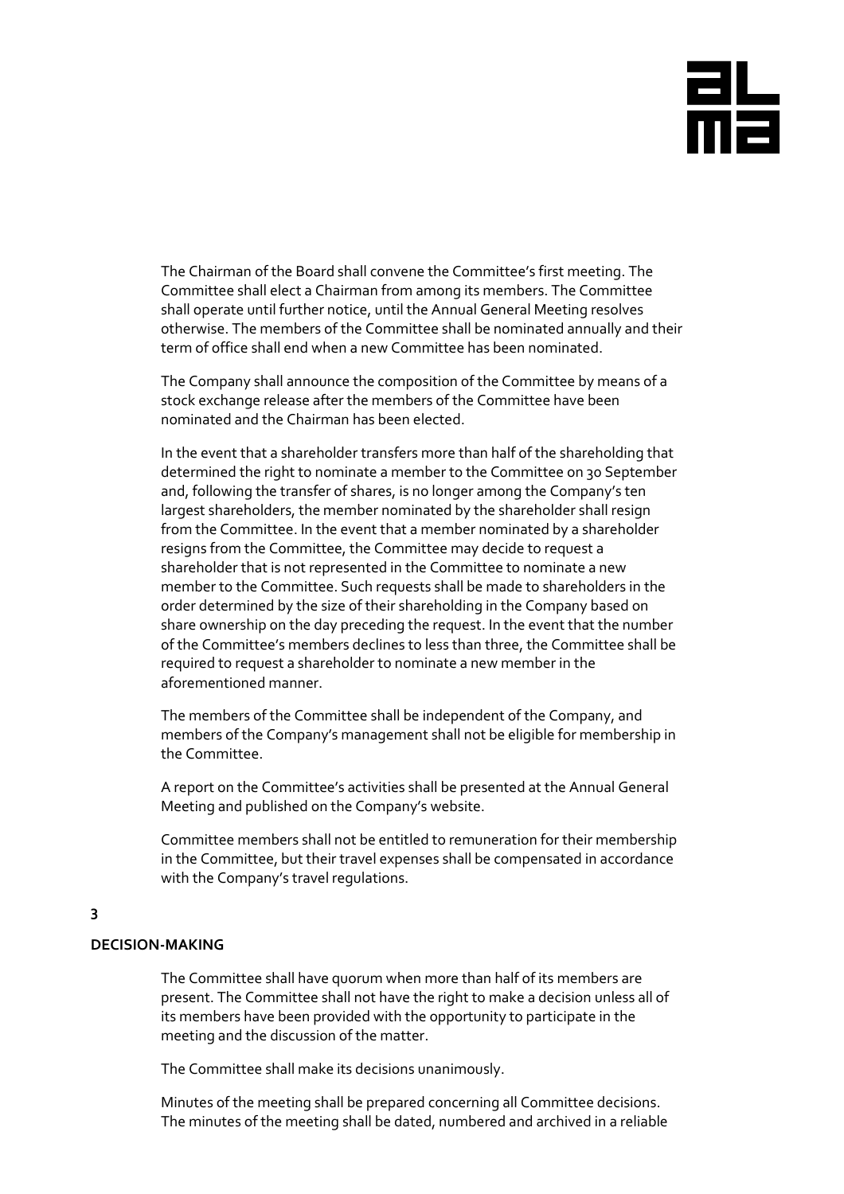The Chairman of the Board shall convene the Committee's first meeting. The Committee shall elect a Chairman from among its members. The Committee shall operate until further notice, until the Annual General Meeting resolves otherwise. The members of the Committee shall be nominated annually and their term of office shall end when a new Committee has been nominated.

The Company shall announce the composition of the Committee by means of a stock exchange release after the members of the Committee have been nominated and the Chairman has been elected.

In the event that a shareholder transfers more than half of the shareholding that determined the right to nominate a member to the Committee on 30 September and, following the transfer of shares, is no longer among the Company's ten largest shareholders, the member nominated by the shareholder shall resign from the Committee. In the event that a member nominated by a shareholder resigns from the Committee, the Committee may decide to request a shareholder that is not represented in the Committee to nominate a new member to the Committee. Such requests shall be made to shareholders in the order determined by the size of their shareholding in the Company based on share ownership on the day preceding the request. In the event that the number of the Committee's members declines to less than three, the Committee shall be required to request a shareholder to nominate a new member in the aforementioned manner.

The members of the Committee shall be independent of the Company, and members of the Company's management shall not be eligible for membership in the Committee.

A report on the Committee's activities shall be presented at the Annual General Meeting and published on the Company's website.

Committee members shall not be entitled to remuneration for their membership in the Committee, but their travel expenses shall be compensated in accordance with the Company's travel regulations.

## 3

## DECISION-MAKING

The Committee shall have quorum when more than half of its members are present. The Committee shall not have the right to make a decision unless all of its members have been provided with the opportunity to participate in the meeting and the discussion of the matter.

The Committee shall make its decisions unanimously.

Minutes of the meeting shall be prepared concerning all Committee decisions. The minutes of the meeting shall be dated, numbered and archived in a reliable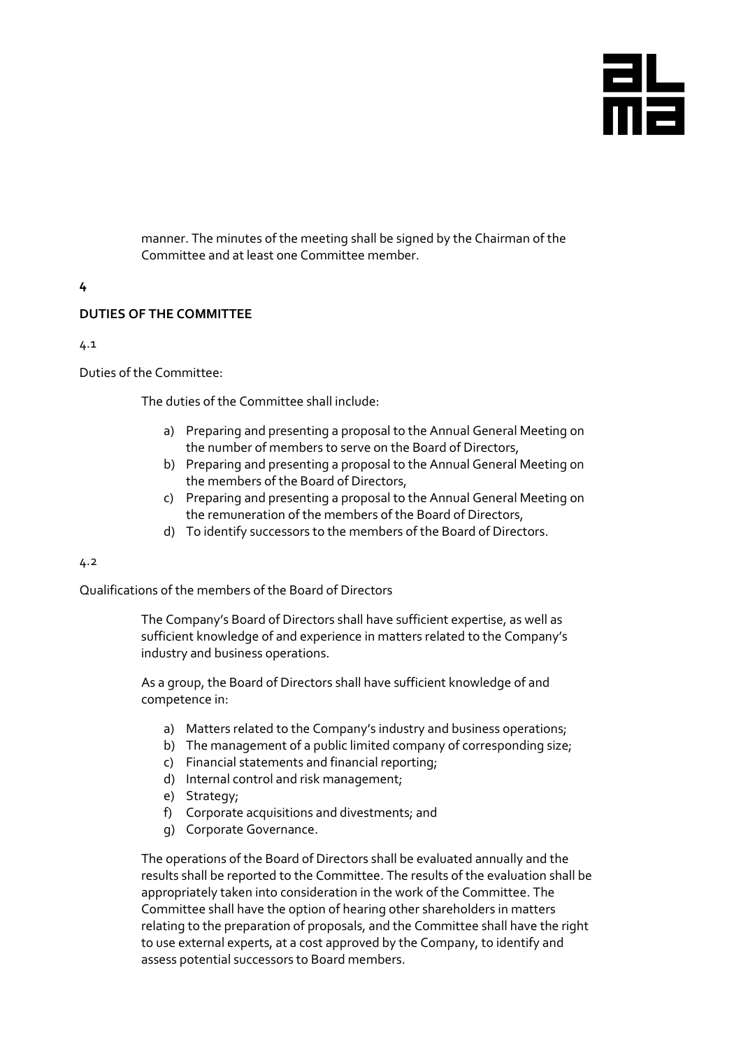manner. The minutes of the meeting shall be signed by the Chairman of the Committee and at least one Committee member.

## 4 DUTIES OF THE COMMITTEE

### 4.1 Duties of the Committee:

The duties of the Committee shall include:

a) Preparing and presenting a proposal to the Annual General Meeting on the number of members to serve on the Board of Directors,
b) Preparing and presenting a proposal to the Annual General Meeting on the members of the Board of Directors,
c) Preparing and presenting a proposal to the Annual General Meeting on the remuneration of the members of the Board of Directors,
d) To identify successors to the members of the Board of Directors.

### 4.2 Qualifications of the members of the Board of Directors

The Company's Board of Directors shall have sufficient expertise, as well as sufficient knowledge of and experience in matters related to the Company's industry and business operations.

As a group, the Board of Directors shall have sufficient knowledge of and competence in:

a) Matters related to the Company's industry and business operations;
b) The management of a public limited company of corresponding size;
c) Financial statements and financial reporting;
d) Internal control and risk management;
e) Strategy;
f) Corporate acquisitions and divestments; and
g) Corporate Governance.

The operations of the Board of Directors shall be evaluated annually and the results shall be reported to the Committee. The results of the evaluation shall be appropriately taken into consideration in the work of the Committee. The Committee shall have the option of hearing other shareholders in matters relating to the preparation of proposals, and the Committee shall have the right to use external experts, at a cost approved by the Company, to identify and assess potential successors to Board members.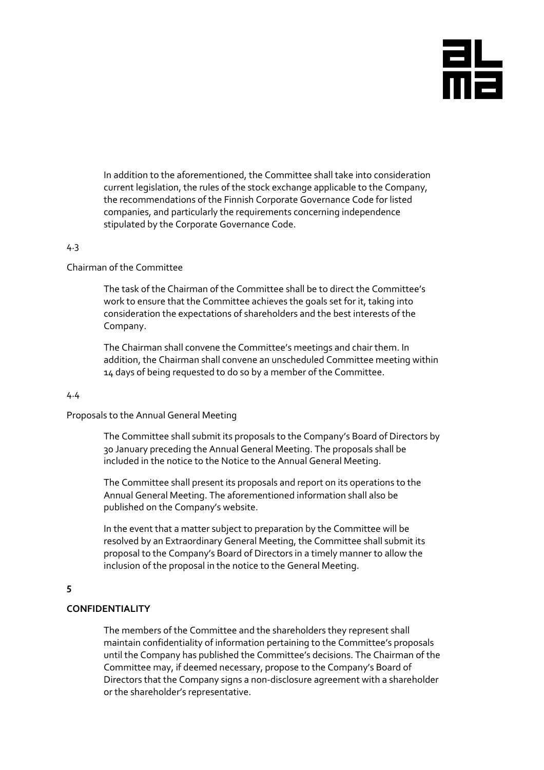In addition to the aforementioned, the Committee shall take into consideration current legislation, the rules of the stock exchange applicable to the Company, the recommendations of the Finnish Corporate Governance Code for listed companies, and particularly the requirements concerning independence stipulated by the Corporate Governance Code.

4.3

Chairman of the Committee

The task of the Chairman of the Committee shall be to direct the Committee's work to ensure that the Committee achieves the goals set for it, taking into consideration the expectations of shareholders and the best interests of the Company.

The Chairman shall convene the Committee's meetings and chair them. In addition, the Chairman shall convene an unscheduled Committee meeting within 14 days of being requested to do so by a member of the Committee.

4.4

Proposals to the Annual General Meeting

The Committee shall submit its proposals to the Company's Board of Directors by 30 January preceding the Annual General Meeting. The proposals shall be included in the notice to the Notice to the Annual General Meeting.

The Committee shall present its proposals and report on its operations to the Annual General Meeting. The aforementioned information shall also be published on the Company's website.

In the event that a matter subject to preparation by the Committee will be resolved by an Extraordinary General Meeting, the Committee shall submit its proposal to the Company's Board of Directors in a timely manner to allow the inclusion of the proposal in the notice to the General Meeting.

**5**

**CONFIDENTIALITY**

The members of the Committee and the shareholders they represent shall maintain confidentiality of information pertaining to the Committee's proposals until the Company has published the Committee's decisions. The Chairman of the Committee may, if deemed necessary, propose to the Company's Board of Directors that the Company signs a non-disclosure agreement with a shareholder or the shareholder's representative.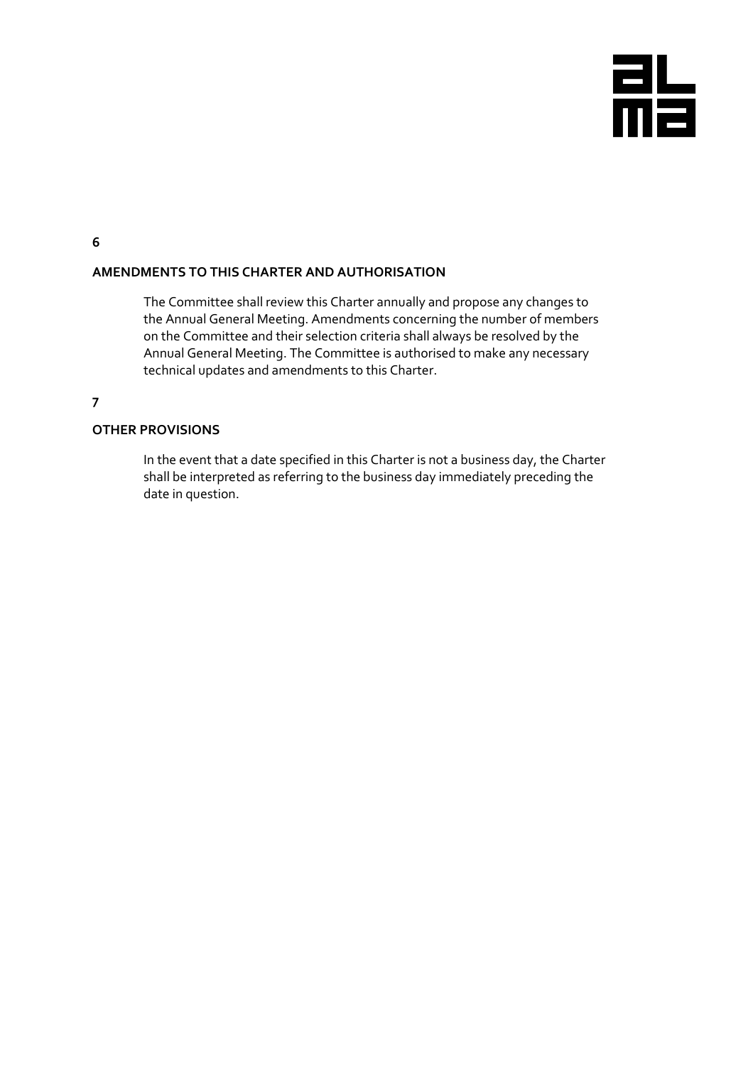## 6

## AMENDMENTS TO THIS CHARTER AND AUTHORISATION

The Committee shall review this Charter annually and propose any changes to the Annual General Meeting. Amendments concerning the number of members on the Committee and their selection criteria shall always be resolved by the Annual General Meeting. The Committee is authorised to make any necessary technical updates and amendments to this Charter.

## 7

## OTHER PROVISIONS

In the event that a date specified in this Charter is not a business day, the Charter shall be interpreted as referring to the business day immediately preceding the date in question.